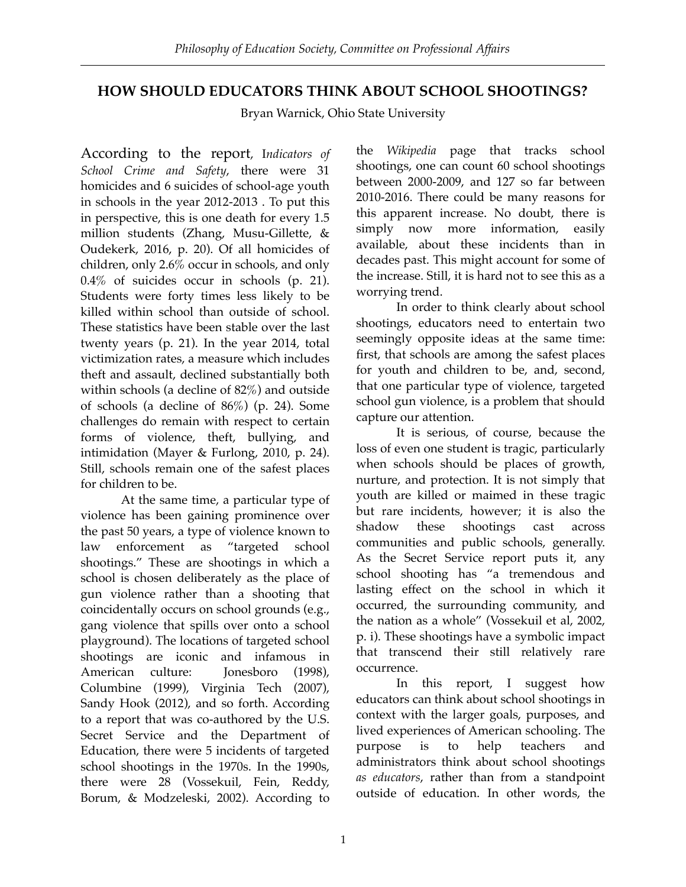# HOW SHOULD EDUCATORS THINK ABOUT SCHOOL SHOOTINGS?

Bryan Warnick, Ohio State University

According to the report, I*ndicators of School Crime and Safety*, there were 31 homicides and 6 suicides of school-age youth in schools in the year 2012-2013 . To put this in perspective, this is one death for every 1.5 million students (Zhang, Musu-Gillette, & Oudekerk, 2016, p. 20). Of all homicides of children, only 2.6% occur in schools, and only 0.4% of suicides occur in schools (p. 21). Students were forty times less likely to be killed within school than outside of school. These statistics have been stable over the last twenty years (p. 21). In the year 2014, total victimization rates, a measure which includes theft and assault, declined substantially both within schools (a decline of 82%) and outside of schools (a decline of 86%) (p. 24). Some challenges do remain with respect to certain forms of violence, theft, bullying, and intimidation (Mayer & Furlong, 2010, p. 24). Still, schools remain one of the safest places for children to be.

At the same time, a particular type of violence has been gaining prominence over the past 50 years, a type of violence known to law enforcement as "targeted school shootings." These are shootings in which a school is chosen deliberately as the place of gun violence rather than a shooting that coincidentally occurs on school grounds (e.g., gang violence that spills over onto a school playground). The locations of targeted school shootings are iconic and infamous in American culture: Jonesboro (1998), Columbine (1999), Virginia Tech (2007), Sandy Hook (2012), and so forth. According to a report that was co-authored by the U.S. Secret Service and the Department of Education, there were 5 incidents of targeted school shootings in the 1970s. In the 1990s, there were 28 (Vossekuil, Fein, Reddy, Borum, & Modzeleski, 2002). According to the *Wikipedia* page that tracks school shootings, one can count 60 school shootings between 2000-2009, and 127 so far between 2010-2016. There could be many reasons for this apparent increase. No doubt, there is simply now more information, easily available, about these incidents than in decades past. This might account for some of the increase. Still, it is hard not to see this as a worrying trend.

In order to think clearly about school shootings, educators need to entertain two seemingly opposite ideas at the same time: first, that schools are among the safest places for youth and children to be, and, second, that one particular type of violence, targeted school gun violence, is a problem that should capture our attention.

It is serious, of course, because the loss of even one student is tragic, particularly when schools should be places of growth, nurture, and protection. It is not simply that youth are killed or maimed in these tragic but rare incidents, however; it is also the shadow these shootings cast across communities and public schools, generally. As the Secret Service report puts it, any school shooting has "a tremendous and lasting effect on the school in which it occurred, the surrounding community, and the nation as a whole" (Vossekuil et al, 2002, p. i). These shootings have a symbolic impact that transcend their still relatively rare occurrence.

In this report, I suggest how educators can think about school shootings in context with the larger goals, purposes, and lived experiences of American schooling. The purpose is to help teachers and administrators think about school shootings *as educators*, rather than from a standpoint outside of education. In other words, the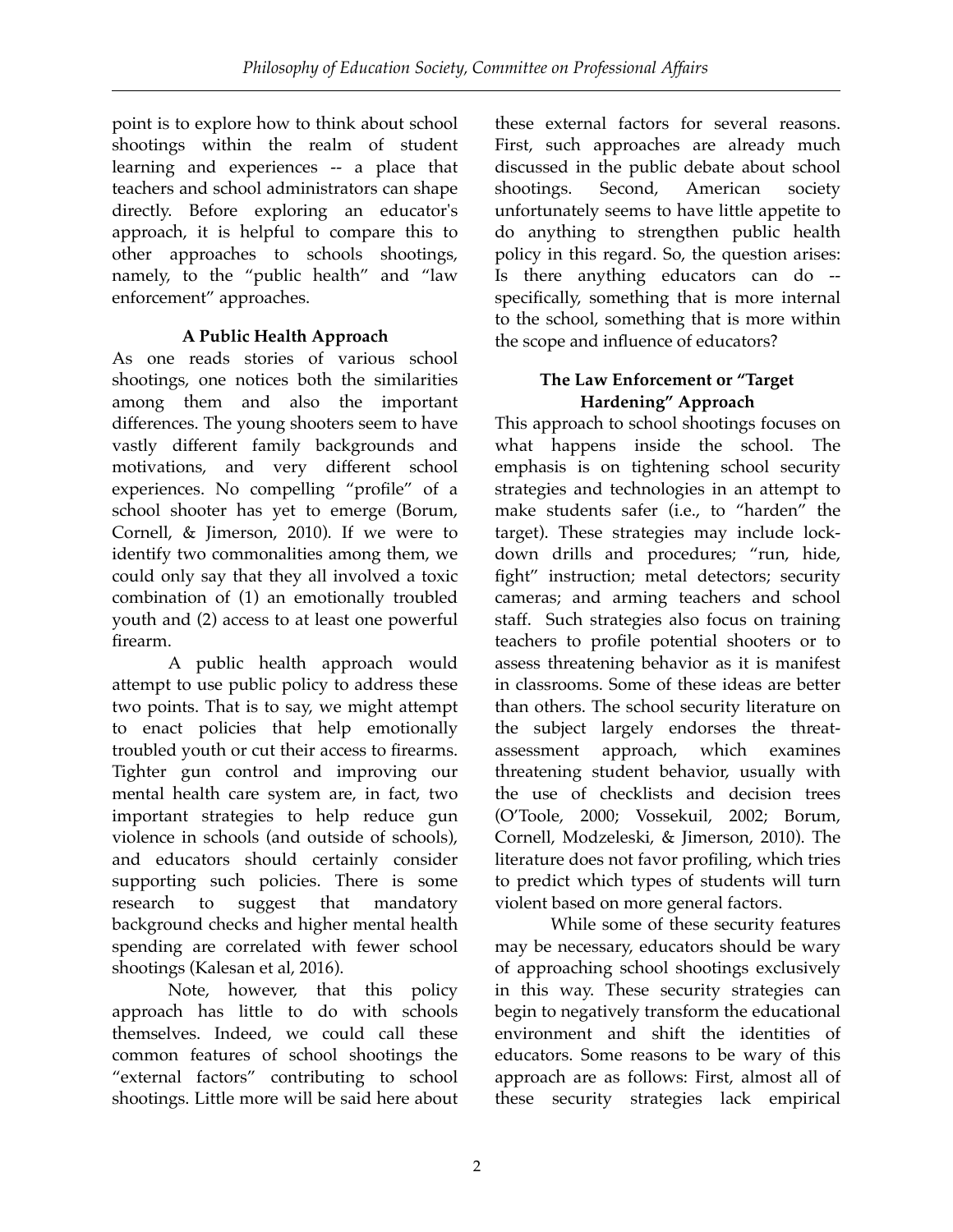point is to explore how to think about school shootings within the realm of student learning and experiences -- a place that teachers and school administrators can shape directly. Before exploring an educator's approach, it is helpful to compare this to other approaches to schools shootings, namely, to the "public health" and "law enforcement" approaches.

### A Public Health Approach

As one reads stories of various school shootings, one notices both the similarities among them and also the important differences. The young shooters seem to have vastly different family backgrounds and motivations, and very different school experiences. No compelling "profile" of a school shooter has yet to emerge (Borum, Cornell, & Jimerson, 2010). If we were to identify two commonalities among them, we could only say that they all involved a toxic combination of (1) an emotionally troubled youth and (2) access to at least one powerful firearm.

A public health approach would attempt to use public policy to address these two points. That is to say, we might attempt to enact policies that help emotionally troubled youth or cut their access to firearms. Tighter gun control and improving our mental health care system are, in fact, two important strategies to help reduce gun violence in schools (and outside of schools), and educators should certainly consider supporting such policies. There is some research to suggest that mandatory background checks and higher mental health spending are correlated with fewer school shootings (Kalesan et al, 2016).

Note, however, that this policy approach has little to do with schools themselves. Indeed, we could call these common features of school shootings the "external factors" contributing to school shootings. Little more will be said here about these external factors for several reasons. First, such approaches are already much discussed in the public debate about school shootings. Second, American society unfortunately seems to have little appetite to do anything to strengthen public health policy in this regard. So, the question arises: Is there anything educators can do -- specifically, something that is more internal to the school, something that is more within the scope and influence of educators?

### The Law Enforcement or "Target Hardening" Approach

This approach to school shootings focuses on what happens inside the school. The emphasis is on tightening school security strategies and technologies in an attempt to make students safer (i.e., to "harden" the target). These strategies may include lock-down drills and procedures; "run, hide, fight" instruction; metal detectors; security cameras; and arming teachers and school staff. Such strategies also focus on training teachers to profile potential shooters or to assess threatening behavior as it is manifest in classrooms. Some of these ideas are better than others. The school security literature on the subject largely endorses the threat-assessment approach, which examines threatening student behavior, usually with the use of checklists and decision trees (O'Toole, 2000; Vossekuil, 2002; Borum, Cornell, Modzeleski, & Jimerson, 2010). The literature does not favor profiling, which tries to predict which types of students will turn violent based on more general factors.

While some of these security features may be necessary, educators should be wary of approaching school shootings exclusively in this way. These security strategies can begin to negatively transform the educational environment and shift the identities of educators. Some reasons to be wary of this approach are as follows: First, almost all of these security strategies lack empirical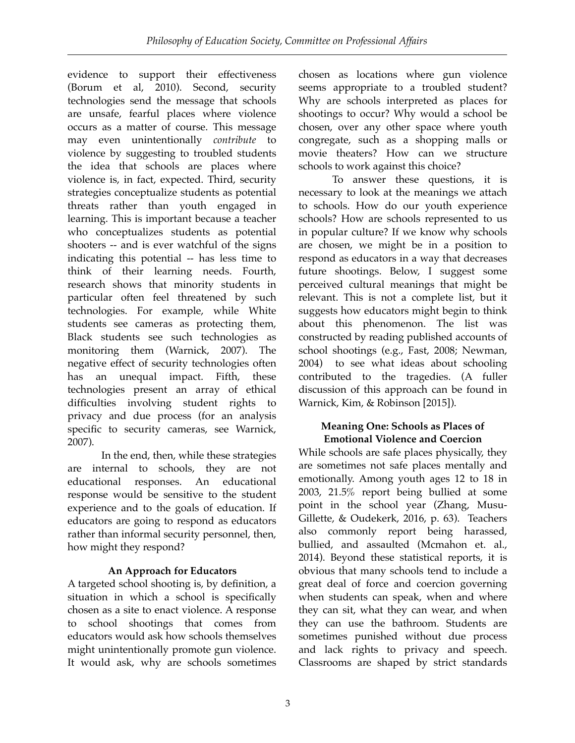evidence to support their effectiveness (Borum et al, 2010). Second, security technologies send the message that schools are unsafe, fearful places where violence occurs as a matter of course. This message may even unintentionally *contribute* to violence by suggesting to troubled students the idea that schools are places where violence is, in fact, expected. Third, security strategies conceptualize students as potential threats rather than youth engaged in learning. This is important because a teacher who conceptualizes students as potential shooters -- and is ever watchful of the signs indicating this potential -- has less time to think of their learning needs. Fourth, research shows that minority students in particular often feel threatened by such technologies. For example, while White students see cameras as protecting them, Black students see such technologies as monitoring them (Warnick, 2007). The negative effect of security technologies often has an unequal impact. Fifth, these technologies present an array of ethical difficulties involving student rights to privacy and due process (for an analysis specific to security cameras, see Warnick, 2007).

In the end, then, while these strategies are internal to schools, they are not educational responses. An educational response would be sensitive to the student experience and to the goals of education. If educators are going to respond as educators rather than informal security personnel, then, how might they respond?

### An Approach for Educators

A targeted school shooting is, by definition, a situation in which a school is specifically chosen as a site to enact violence. A response to school shootings that comes from educators would ask how schools themselves might unintentionally promote gun violence. It would ask, why are schools sometimes chosen as locations where gun violence seems appropriate to a troubled student? Why are schools interpreted as places for shootings to occur? Why would a school be chosen, over any other space where youth congregate, such as a shopping malls or movie theaters? How can we structure schools to work against this choice?

To answer these questions, it is necessary to look at the meanings we attach to schools. How do our youth experience schools? How are schools represented to us in popular culture? If we know why schools are chosen, we might be in a position to respond as educators in a way that decreases future shootings. Below, I suggest some perceived cultural meanings that might be relevant. This is not a complete list, but it suggests how educators might begin to think about this phenomenon. The list was constructed by reading published accounts of school shootings (e.g., Fast, 2008; Newman, 2004) to see what ideas about schooling contributed to the tragedies. (A fuller discussion of this approach can be found in Warnick, Kim, & Robinson [2015]).

### Meaning One: Schools as Places of Emotional Violence and Coercion

While schools are safe places physically, they are sometimes not safe places mentally and emotionally. Among youth ages 12 to 18 in 2003, 21.5% report being bullied at some point in the school year (Zhang, Musu-Gillette, & Oudekerk, 2016, p. 63). Teachers also commonly report being harassed, bullied, and assaulted (Mcmahon et. al., 2014). Beyond these statistical reports, it is obvious that many schools tend to include a great deal of force and coercion governing when students can speak, when and where they can sit, what they can wear, and when they can use the bathroom. Students are sometimes punished without due process and lack rights to privacy and speech. Classrooms are shaped by strict standards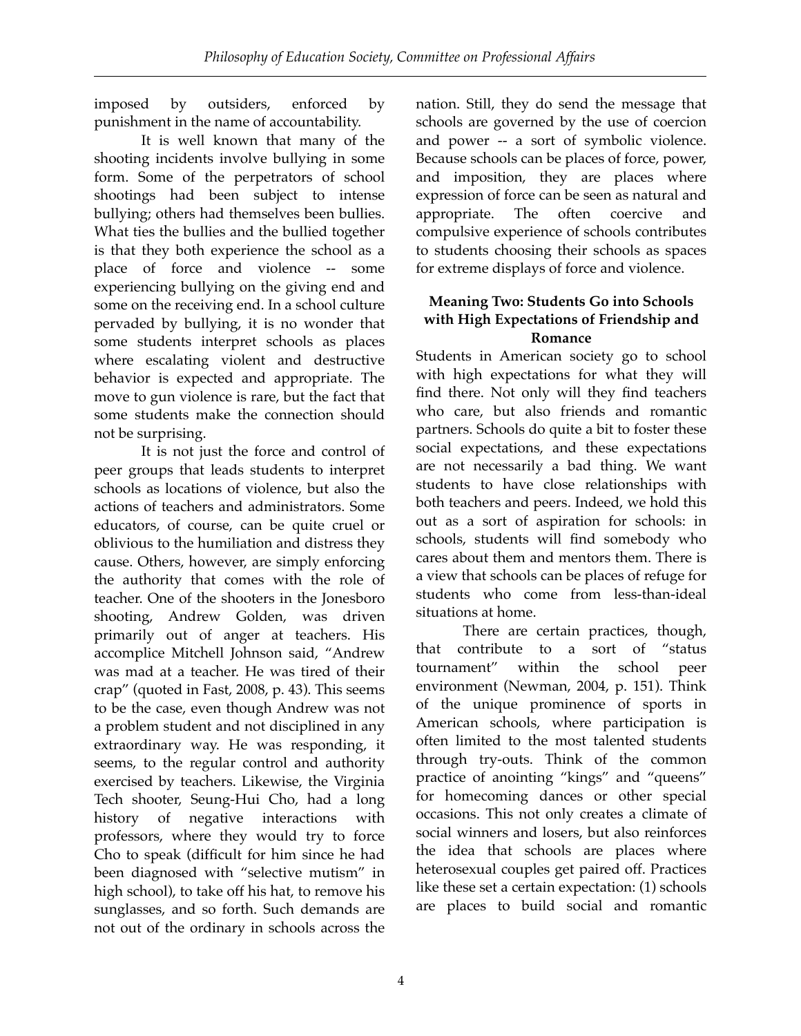imposed by outsiders, enforced by punishment in the name of accountability.

It is well known that many of the shooting incidents involve bullying in some form. Some of the perpetrators of school shootings had been subject to intense bullying; others had themselves been bullies. What ties the bullies and the bullied together is that they both experience the school as a place of force and violence -- some experiencing bullying on the giving end and some on the receiving end. In a school culture pervaded by bullying, it is no wonder that some students interpret schools as places where escalating violent and destructive behavior is expected and appropriate. The move to gun violence is rare, but the fact that some students make the connection should not be surprising.

It is not just the force and control of peer groups that leads students to interpret schools as locations of violence, but also the actions of teachers and administrators. Some educators, of course, can be quite cruel or oblivious to the humiliation and distress they cause. Others, however, are simply enforcing the authority that comes with the role of teacher. One of the shooters in the Jonesboro shooting, Andrew Golden, was driven primarily out of anger at teachers. His accomplice Mitchell Johnson said, "Andrew was mad at a teacher. He was tired of their crap" (quoted in Fast, 2008, p. 43). This seems to be the case, even though Andrew was not a problem student and not disciplined in any extraordinary way. He was responding, it seems, to the regular control and authority exercised by teachers. Likewise, the Virginia Tech shooter, Seung-Hui Cho, had a long history of negative interactions with professors, where they would try to force Cho to speak (difficult for him since he had been diagnosed with "selective mutism" in high school), to take off his hat, to remove his sunglasses, and so forth. Such demands are not out of the ordinary in schools across the nation. Still, they do send the message that schools are governed by the use of coercion and power -- a sort of symbolic violence. Because schools can be places of force, power, and imposition, they are places where expression of force can be seen as natural and appropriate. The often coercive and compulsive experience of schools contributes to students choosing their schools as spaces for extreme displays of force and violence.

### Meaning Two: Students Go into Schools with High Expectations of Friendship and Romance

Students in American society go to school with high expectations for what they will find there. Not only will they find teachers who care, but also friends and romantic partners. Schools do quite a bit to foster these social expectations, and these expectations are not necessarily a bad thing. We want students to have close relationships with both teachers and peers. Indeed, we hold this out as a sort of aspiration for schools: in schools, students will find somebody who cares about them and mentors them. There is a view that schools can be places of refuge for students who come from less-than-ideal situations at home.

There are certain practices, though, that contribute to a sort of "status tournament" within the school peer environment (Newman, 2004, p. 151). Think of the unique prominence of sports in American schools, where participation is often limited to the most talented students through try-outs. Think of the common practice of anointing "kings" and "queens" for homecoming dances or other special occasions. This not only creates a climate of social winners and losers, but also reinforces the idea that schools are places where heterosexual couples get paired off. Practices like these set a certain expectation: (1) schools are places to build social and romantic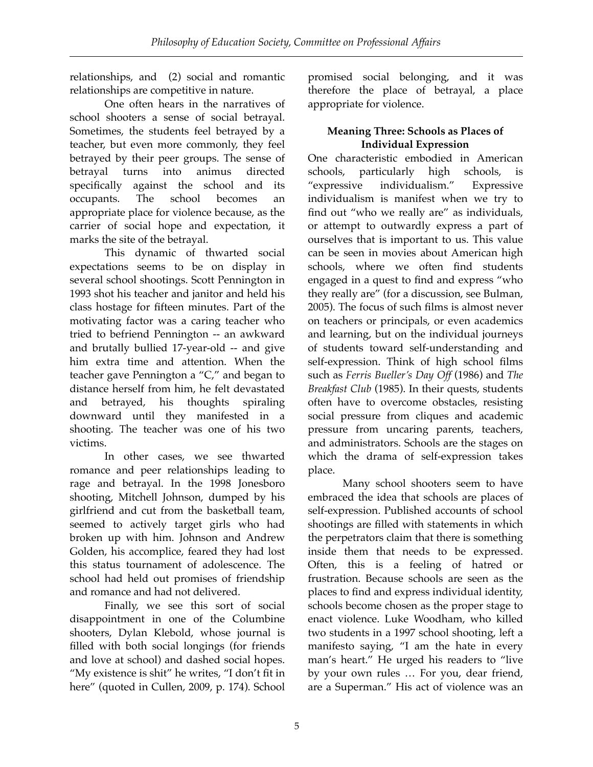relationships, and (2) social and romantic relationships are competitive in nature.

One often hears in the narratives of school shooters a sense of social betrayal. Sometimes, the students feel betrayed by a teacher, but even more commonly, they feel betrayed by their peer groups. The sense of betrayal turns into animus directed specifically against the school and its occupants. The school becomes an appropriate place for violence because, as the carrier of social hope and expectation, it marks the site of the betrayal.

This dynamic of thwarted social expectations seems to be on display in several school shootings. Scott Pennington in 1993 shot his teacher and janitor and held his class hostage for fifteen minutes. Part of the motivating factor was a caring teacher who tried to befriend Pennington -- an awkward and brutally bullied 17-year-old -- and give him extra time and attention. When the teacher gave Pennington a "C," and began to distance herself from him, he felt devastated and betrayed, his thoughts spiraling downward until they manifested in a shooting. The teacher was one of his two victims.

In other cases, we see thwarted romance and peer relationships leading to rage and betrayal. In the 1998 Jonesboro shooting, Mitchell Johnson, dumped by his girlfriend and cut from the basketball team, seemed to actively target girls who had broken up with him. Johnson and Andrew Golden, his accomplice, feared they had lost this status tournament of adolescence. The school had held out promises of friendship and romance and had not delivered.

Finally, we see this sort of social disappointment in one of the Columbine shooters, Dylan Klebold, whose journal is filled with both social longings (for friends and love at school) and dashed social hopes. "My existence is shit" he writes, "I don't fit in here" (quoted in Cullen, 2009, p. 174). School promised social belonging, and it was therefore the place of betrayal, a place appropriate for violence.

### Meaning Three: Schools as Places of Individual Expression

One characteristic embodied in American schools, particularly high schools, is "expressive individualism." Expressive individualism is manifest when we try to find out "who we really are" as individuals, or attempt to outwardly express a part of ourselves that is important to us. This value can be seen in movies about American high schools, where we often find students engaged in a quest to find and express "who they really are" (for a discussion, see Bulman, 2005). The focus of such films is almost never on teachers or principals, or even academics and learning, but on the individual journeys of students toward self-understanding and self-expression. Think of high school films such as *Ferris Bueller's Day Off* (1986) and *The Breakfast Club* (1985). In their quests, students often have to overcome obstacles, resisting social pressure from cliques and academic pressure from uncaring parents, teachers, and administrators. Schools are the stages on which the drama of self-expression takes place.

Many school shooters seem to have embraced the idea that schools are places of self-expression. Published accounts of school shootings are filled with statements in which the perpetrators claim that there is something inside them that needs to be expressed. Often, this is a feeling of hatred or frustration. Because schools are seen as the places to find and express individual identity, schools become chosen as the proper stage to enact violence. Luke Woodham, who killed two students in a 1997 school shooting, left a manifesto saying, "I am the hate in every man's heart." He urged his readers to "live by your own rules … For you, dear friend, are a Superman." His act of violence was an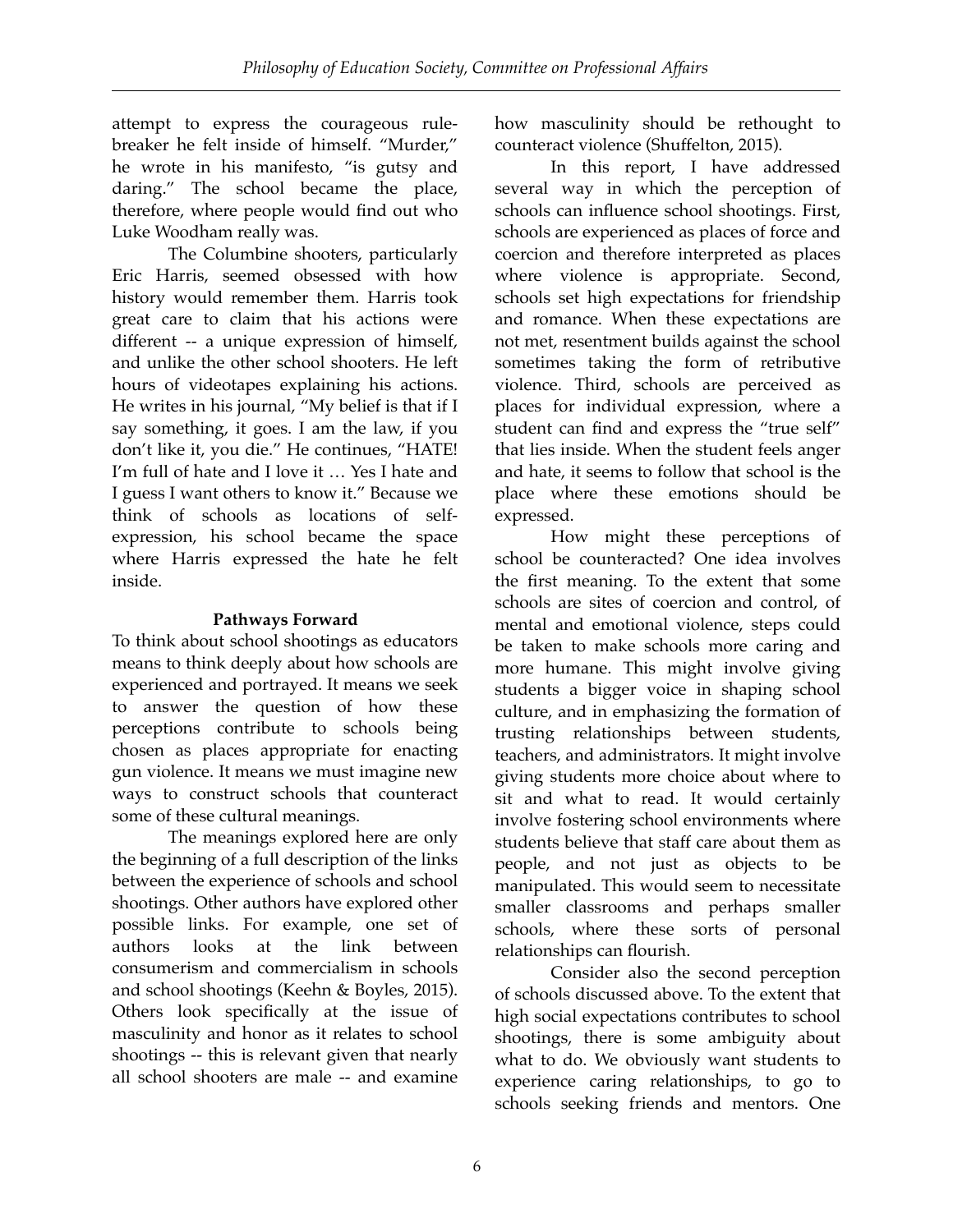attempt to express the courageous rule-breaker he felt inside of himself. "Murder," he wrote in his manifesto, "is gutsy and daring." The school became the place, therefore, where people would find out who Luke Woodham really was.

The Columbine shooters, particularly Eric Harris, seemed obsessed with how history would remember them. Harris took great care to claim that his actions were different -- a unique expression of himself, and unlike the other school shooters. He left hours of videotapes explaining his actions. He writes in his journal, "My belief is that if I say something, it goes. I am the law, if you don't like it, you die." He continues, "HATE! I'm full of hate and I love it … Yes I hate and I guess I want others to know it." Because we think of schools as locations of self-expression, his school became the space where Harris expressed the hate he felt inside.

**Pathways Forward**

To think about school shootings as educators means to think deeply about how schools are experienced and portrayed. It means we seek to answer the question of how these perceptions contribute to schools being chosen as places appropriate for enacting gun violence. It means we must imagine new ways to construct schools that counteract some of these cultural meanings.

The meanings explored here are only the beginning of a full description of the links between the experience of schools and school shootings. Other authors have explored other possible links. For example, one set of authors looks at the link between consumerism and commercialism in schools and school shootings (Keehn & Boyles, 2015). Others look specifically at the issue of masculinity and honor as it relates to school shootings -- this is relevant given that nearly all school shooters are male -- and examine how masculinity should be rethought to counteract violence (Shuffelton, 2015).

In this report, I have addressed several way in which the perception of schools can influence school shootings. First, schools are experienced as places of force and coercion and therefore interpreted as places where violence is appropriate. Second, schools set high expectations for friendship and romance. When these expectations are not met, resentment builds against the school sometimes taking the form of retributive violence. Third, schools are perceived as places for individual expression, where a student can find and express the "true self" that lies inside. When the student feels anger and hate, it seems to follow that school is the place where these emotions should be expressed.

How might these perceptions of school be counteracted? One idea involves the first meaning. To the extent that some schools are sites of coercion and control, of mental and emotional violence, steps could be taken to make schools more caring and more humane. This might involve giving students a bigger voice in shaping school culture, and in emphasizing the formation of trusting relationships between students, teachers, and administrators. It might involve giving students more choice about where to sit and what to read. It would certainly involve fostering school environments where students believe that staff care about them as people, and not just as objects to be manipulated. This would seem to necessitate smaller classrooms and perhaps smaller schools, where these sorts of personal relationships can flourish.

Consider also the second perception of schools discussed above. To the extent that high social expectations contributes to school shootings, there is some ambiguity about what to do. We obviously want students to experience caring relationships, to go to schools seeking friends and mentors. One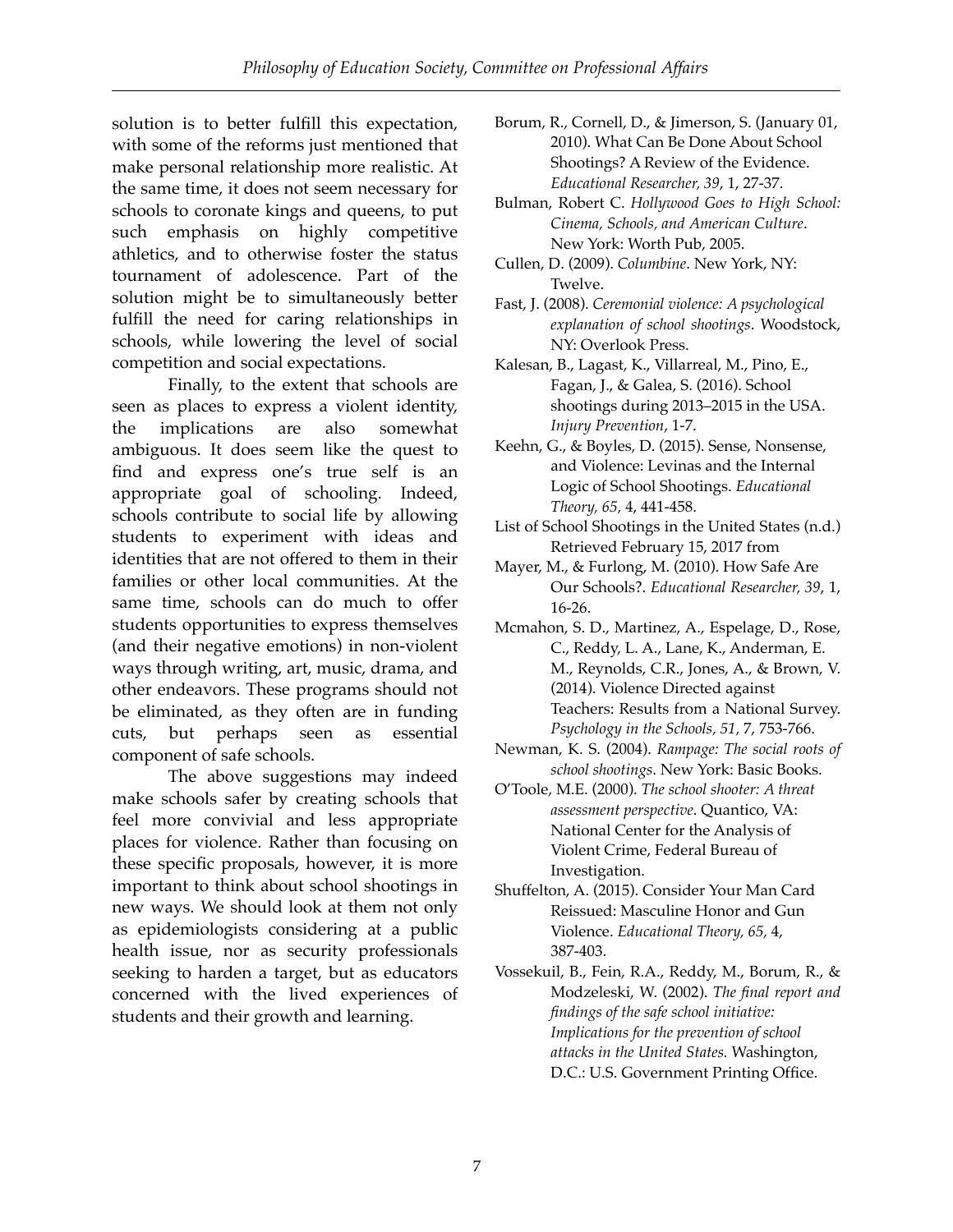solution is to better fulfill this expectation, with some of the reforms just mentioned that make personal relationship more realistic. At the same time, it does not seem necessary for schools to coronate kings and queens, to put such emphasis on highly competitive athletics, and to otherwise foster the status tournament of adolescence. Part of the solution might be to simultaneously better fulfill the need for caring relationships in schools, while lowering the level of social competition and social expectations.

Finally, to the extent that schools are seen as places to express a violent identity, the implications are also somewhat ambiguous. It does seem like the quest to find and express one's true self is an appropriate goal of schooling. Indeed, schools contribute to social life by allowing students to experiment with ideas and identities that are not offered to them in their families or other local communities. At the same time, schools can do much to offer students opportunities to express themselves (and their negative emotions) in non-violent ways through writing, art, music, drama, and other endeavors. These programs should not be eliminated, as they often are in funding cuts, but perhaps seen as essential component of safe schools.

The above suggestions may indeed make schools safer by creating schools that feel more convivial and less appropriate places for violence. Rather than focusing on these specific proposals, however, it is more important to think about school shootings in new ways. We should look at them not only as epidemiologists considering at a public health issue, nor as security professionals seeking to harden a target, but as educators concerned with the lived experiences of students and their growth and learning.

Borum, R., Cornell, D., & Jimerson, S. (January 01, 2010). What Can Be Done About School Shootings? A Review of the Evidence. *Educational Researcher, 39*, 1, 27-37.

Bulman, Robert C. *Hollywood Goes to High School: Cinema, Schools, and American Culture*. New York: Worth Pub, 2005.

Cullen, D. (2009). *Columbine*. New York, NY: Twelve.

Fast, J. (2008). *Ceremonial violence: A psychological explanation of school shootings*. Woodstock, NY: Overlook Press.

Kalesan, B., Lagast, K., Villarreal, M., Pino, E., Fagan, J., & Galea, S. (2016). School shootings during 2013–2015 in the USA. *Injury Prevention*, 1-7.

Keehn, G., & Boyles, D. (2015). Sense, Nonsense, and Violence: Levinas and the Internal Logic of School Shootings. *Educational Theory, 65,* 4, 441-458.

List of School Shootings in the United States (n.d.) Retrieved February 15, 2017 from

Mayer, M., & Furlong, M. (2010). How Safe Are Our Schools?. *Educational Researcher, 39*, 1, 16-26.

Mcmahon, S. D., Martinez, A., Espelage, D., Rose, C., Reddy, L. A., Lane, K., Anderman, E. M., Reynolds, C.R., Jones, A., & Brown, V. (2014). Violence Directed against Teachers: Results from a National Survey. *Psychology in the Schools, 51,* 7, 753-766.

Newman, K. S. (2004). *Rampage: The social roots of school shootings*. New York: Basic Books.

O'Toole, M.E. (2000). *The school shooter: A threat assessment perspective*. Quantico, VA: National Center for the Analysis of Violent Crime, Federal Bureau of Investigation.

Shuffelton, A. (2015). Consider Your Man Card Reissued: Masculine Honor and Gun Violence. *Educational Theory, 65,* 4, 387-403.

Vossekuil, B., Fein, R.A., Reddy, M., Borum, R., & Modzeleski, W. (2002). *The final report and findings of the safe school initiative: Implications for the prevention of school attacks in the United States.* Washington, D.C.: U.S. Government Printing Office.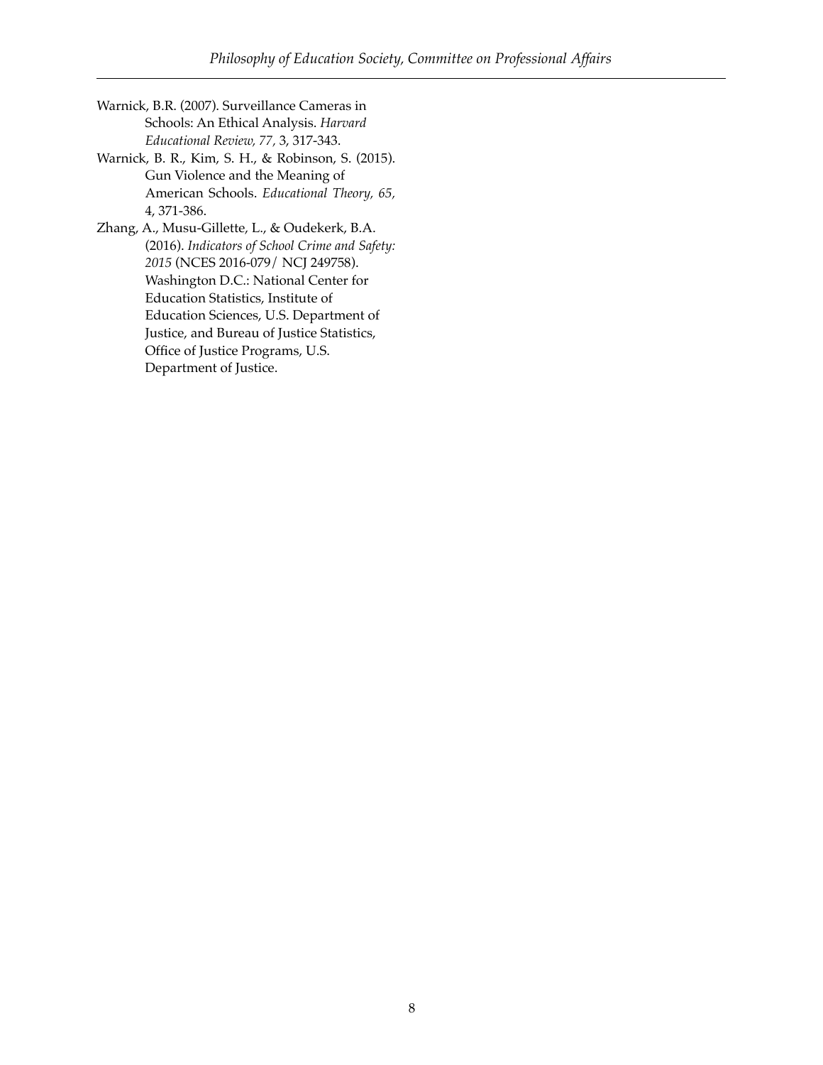Warnick, B.R. (2007). Surveillance Cameras in Schools: An Ethical Analysis. *Harvard Educational Review, 77*, 3, 317-343.

Warnick, B. R., Kim, S. H., & Robinson, S. (2015). Gun Violence and the Meaning of American Schools. *Educational Theory, 65*, 4, 371-386.

Zhang, A., Musu-Gillette, L., & Oudekerk, B.A. (2016). *Indicators of School Crime and Safety: 2015* (NCES 2016-079/ NCJ 249758). Washington D.C.: National Center for Education Statistics, Institute of Education Sciences, U.S. Department of Justice, and Bureau of Justice Statistics, Office of Justice Programs, U.S. Department of Justice.